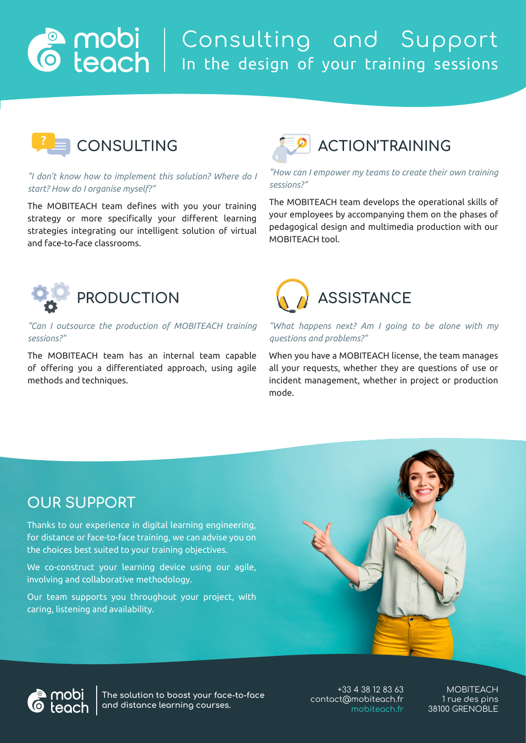# mobi teach | Consulting and Support

## In the design of your training sessions

## CONSULTING

*"I don't know how to implement this solution? Where do I start? How do I organise myself?"*

The MOBITEACH team defines with you your training strategy or more specifically your different learning strategies integrating our intelligent solution of virtual and face-to-face classrooms.

## ACTION'TRAINING

*"How can I empower my teams to create their own training sessions?"*

The MOBITEACH team develops the operational skills of your employees by accompanying them on the phases of pedagogical design and multimedia production with our MOBITEACH tool.

## PRODUCTION

*"Can I outsource the production of MOBITEACH training sessions?"*

The MOBITEACH team has an internal team capable of offering you a differentiated approach, using agile methods and techniques.

## ASSISTANCE

*"What happens next? Am I going to be alone with my questions and problems?"*

When you have a MOBITEACH license, the team manages all your requests, whether they are questions of use or incident management, whether in project or production mode.

## OUR SUPPORT

Thanks to our experience in digital learning engineering, for distance or face-to-face training, we can advise you on the choices best suited to your training objectives.

We co-construct your learning device using our agile, involving and collaborative methodology.

Our team supports you throughout your project, with caring, listening and availability.

mobi teach | The solution to boost your face-to-face and distance learning courses.

+33 4 38 12 83 63
contact@mobiteach.fr
mobiteach.fr

MOBITEACH
1 rue des pins
38100 GRENOBLE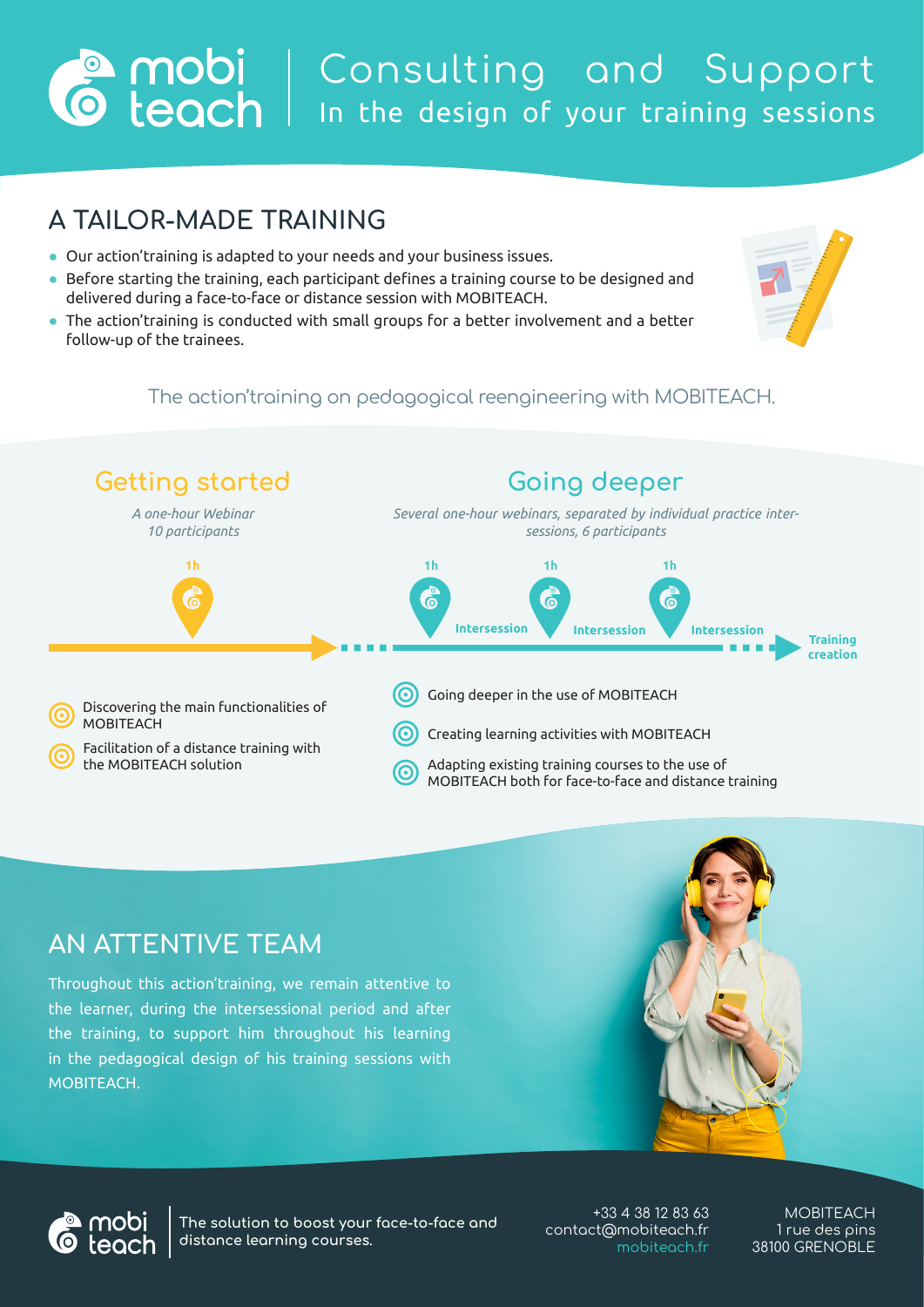# mobi teach | Consulting and Support

In the design of your training sessions

## A TAILOR-MADE TRAINING

- Our action'training is adapted to your needs and your business issues.
- Before starting the training, each participant defines a training course to be designed and delivered during a face-to-face or distance session with MOBITEACH.
- The action'training is conducted with small groups for a better involvement and a better follow-up of the trainees.

The action'training on pedagogical reengineering with MOBITEACH.

### Getting started

*A one-hour Webinar*
*10 participants*

1h

- Discovering the main functionalities of MOBITEACH
- Facilitation of a distance training with the MOBITEACH solution

### Going deeper

*Several one-hour webinars, separated by individual practice inter-sessions, 6 participants*

1h — Intersession — 1h — Intersession — 1h — Intersession — Training creation

- Going deeper in the use of MOBITEACH
- Creating learning activities with MOBITEACH
- Adapting existing training courses to the use of MOBITEACH both for face-to-face and distance training

## AN ATTENTIVE TEAM

Throughout this action'training, we remain attentive to the learner, during the intersessional period and after the training, to support him throughout his learning in the pedagogical design of his training sessions with MOBITEACH.

mobi teach | The solution to boost your face-to-face and distance learning courses.

+33 4 38 12 83 63
contact@mobiteach.fr
mobiteach.fr

MOBITEACH
1 rue des pins
38100 GRENOBLE